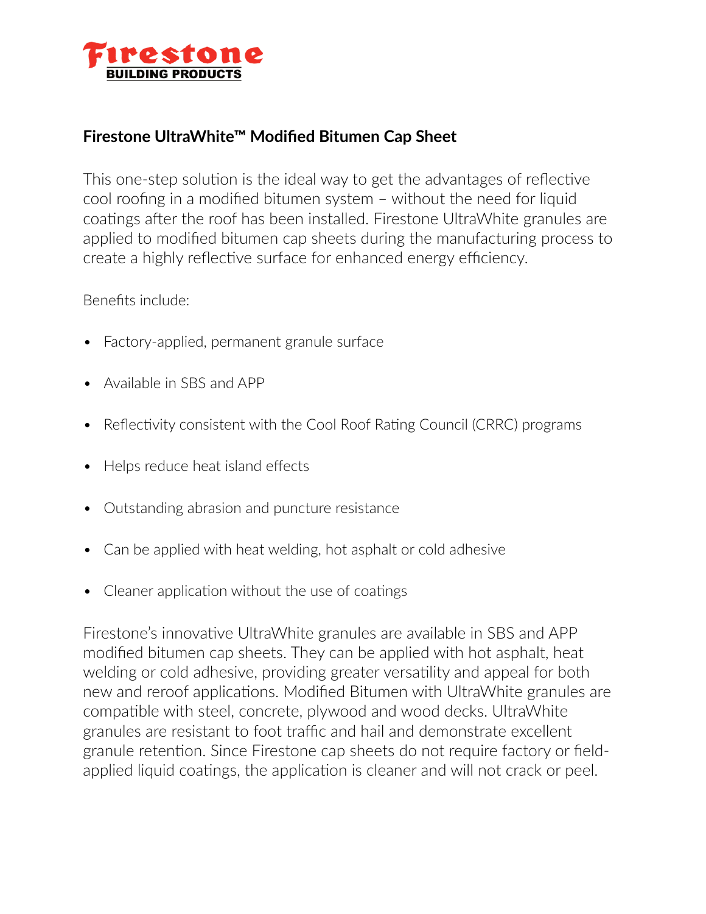Firestone
BUILDING PRODUCTS

## Firestone UltraWhite™ Modified Bitumen Cap Sheet

This one-step solution is the ideal way to get the advantages of reflective cool roofing in a modified bitumen system – without the need for liquid coatings after the roof has been installed. Firestone UltraWhite granules are applied to modified bitumen cap sheets during the manufacturing process to create a highly reflective surface for enhanced energy efficiency.

Benefits include:

- Factory-applied, permanent granule surface
- Available in SBS and APP
- Reflectivity consistent with the Cool Roof Rating Council (CRRC) programs
- Helps reduce heat island effects
- Outstanding abrasion and puncture resistance
- Can be applied with heat welding, hot asphalt or cold adhesive
- Cleaner application without the use of coatings

Firestone's innovative UltraWhite granules are available in SBS and APP modified bitumen cap sheets. They can be applied with hot asphalt, heat welding or cold adhesive, providing greater versatility and appeal for both new and reroof applications. Modified Bitumen with UltraWhite granules are compatible with steel, concrete, plywood and wood decks. UltraWhite granules are resistant to foot traffic and hail and demonstrate excellent granule retention. Since Firestone cap sheets do not require factory or field-applied liquid coatings, the application is cleaner and will not crack or peel.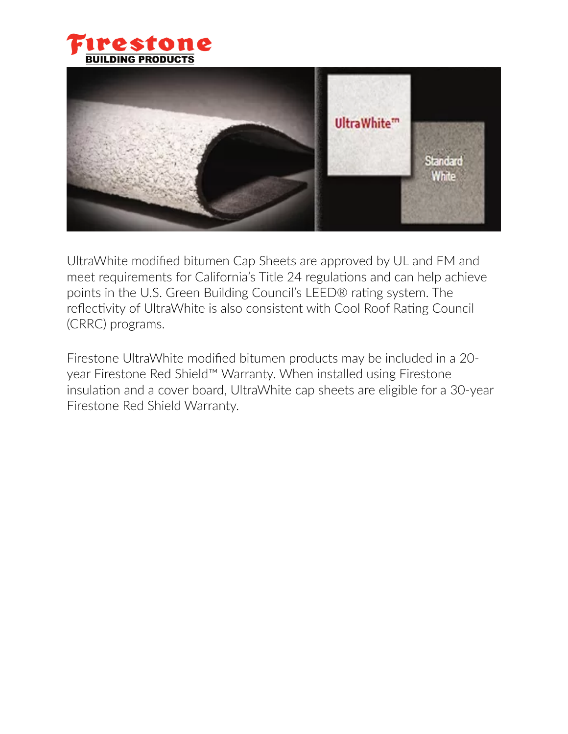UltraWhite modified bitumen Cap Sheets are approved by UL and FM and meet requirements for California's Title 24 regulations and can help achieve points in the U.S. Green Building Council's LEED® rating system. The reflectivity of UltraWhite is also consistent with Cool Roof Rating Council (CRRC) programs.

Firestone UltraWhite modified bitumen products may be included in a 20-year Firestone Red Shield™ Warranty. When installed using Firestone insulation and a cover board, UltraWhite cap sheets are eligible for a 30-year Firestone Red Shield Warranty.